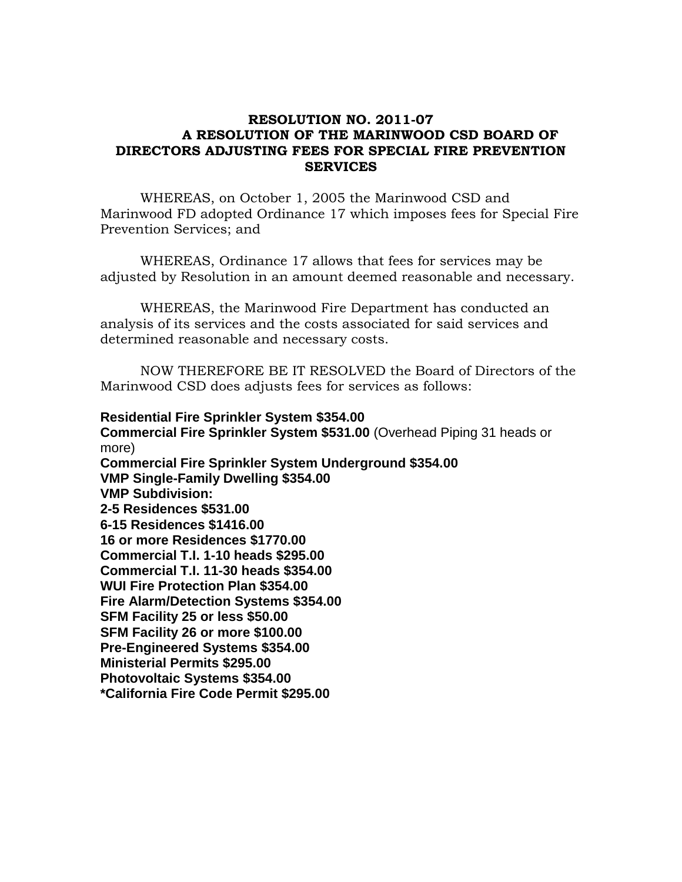# RESOLUTION NO. 2011-07
## A RESOLUTION OF THE MARINWOOD CSD BOARD OF DIRECTORS ADJUSTING FEES FOR SPECIAL FIRE PREVENTION SERVICES

WHEREAS, on October 1, 2005 the Marinwood CSD and Marinwood FD adopted Ordinance 17 which imposes fees for Special Fire Prevention Services; and

WHEREAS, Ordinance 17 allows that fees for services may be adjusted by Resolution in an amount deemed reasonable and necessary.

WHEREAS, the Marinwood Fire Department has conducted an analysis of its services and the costs associated for said services and determined reasonable and necessary costs.

NOW THEREFORE BE IT RESOLVED the Board of Directors of the Marinwood CSD does adjusts fees for services as follows:

**Residential Fire Sprinkler System $354.00**
**Commercial Fire Sprinkler System $531.00** (Overhead Piping 31 heads or more)
**Commercial Fire Sprinkler System Underground $354.00**
**VMP Single-Family Dwelling $354.00**
**VMP Subdivision:**
**2-5 Residences $531.00**
**6-15 Residences $1416.00**
**16 or more Residences $1770.00**
**Commercial T.I. 1-10 heads $295.00**
**Commercial T.I. 11-30 heads $354.00**
**WUI Fire Protection Plan $354.00**
**Fire Alarm/Detection Systems $354.00**
**SFM Facility 25 or less $50.00**
**SFM Facility 26 or more $100.00**
**Pre-Engineered Systems $354.00**
**Ministerial Permits $295.00**
**Photovoltaic Systems $354.00**
**\*California Fire Code Permit $295.00**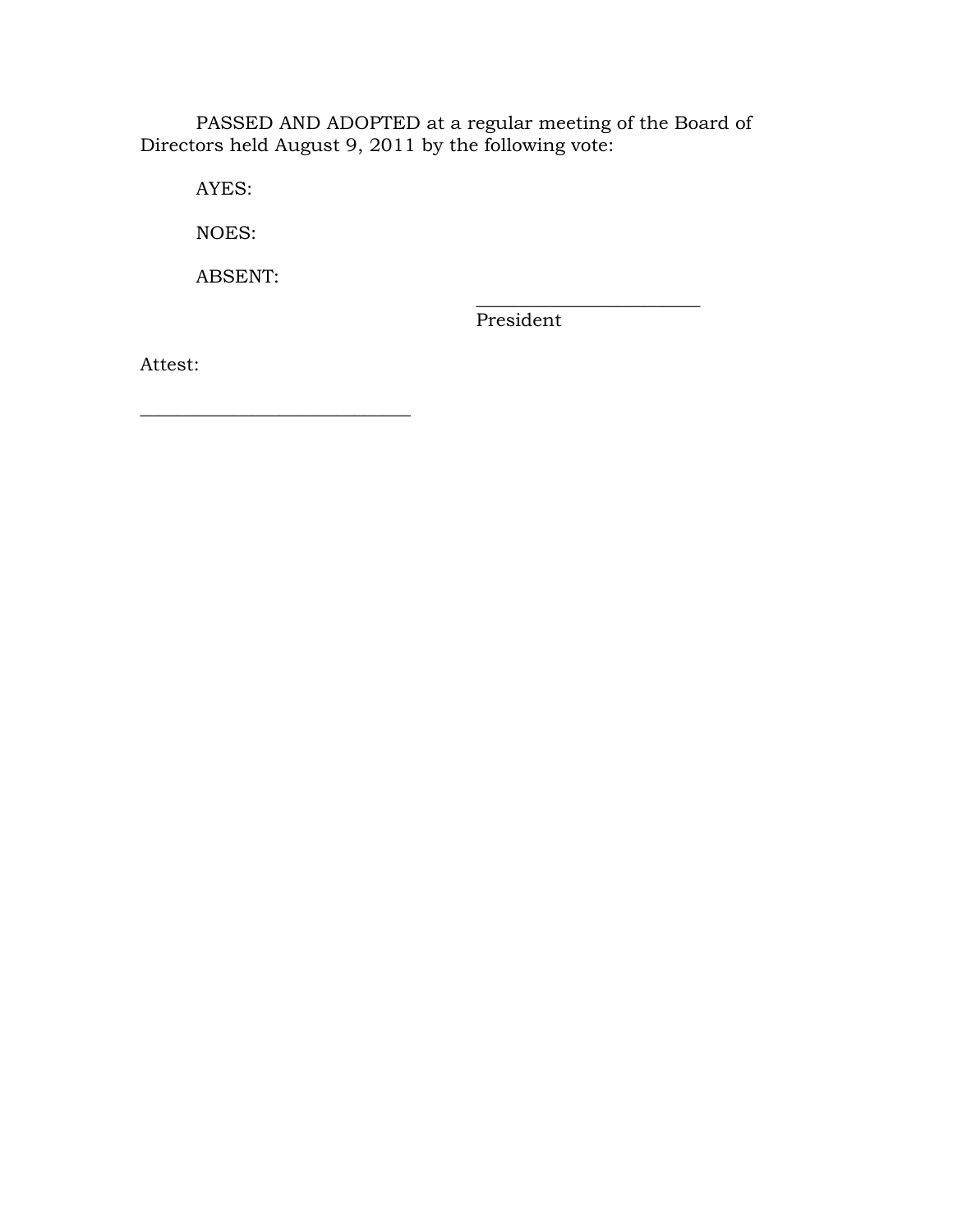PASSED AND ADOPTED at a regular meeting of the Board of Directors held August 9, 2011 by the following vote:

AYES:

NOES:

ABSENT:

\_\_\_\_\_\_\_\_\_\_\_\_\_\_\_\_\_\_\_\_\_\_\_\_
President

Attest:

\_\_\_\_\_\_\_\_\_\_\_\_\_\_\_\_\_\_\_\_\_\_\_\_\_\_\_\_